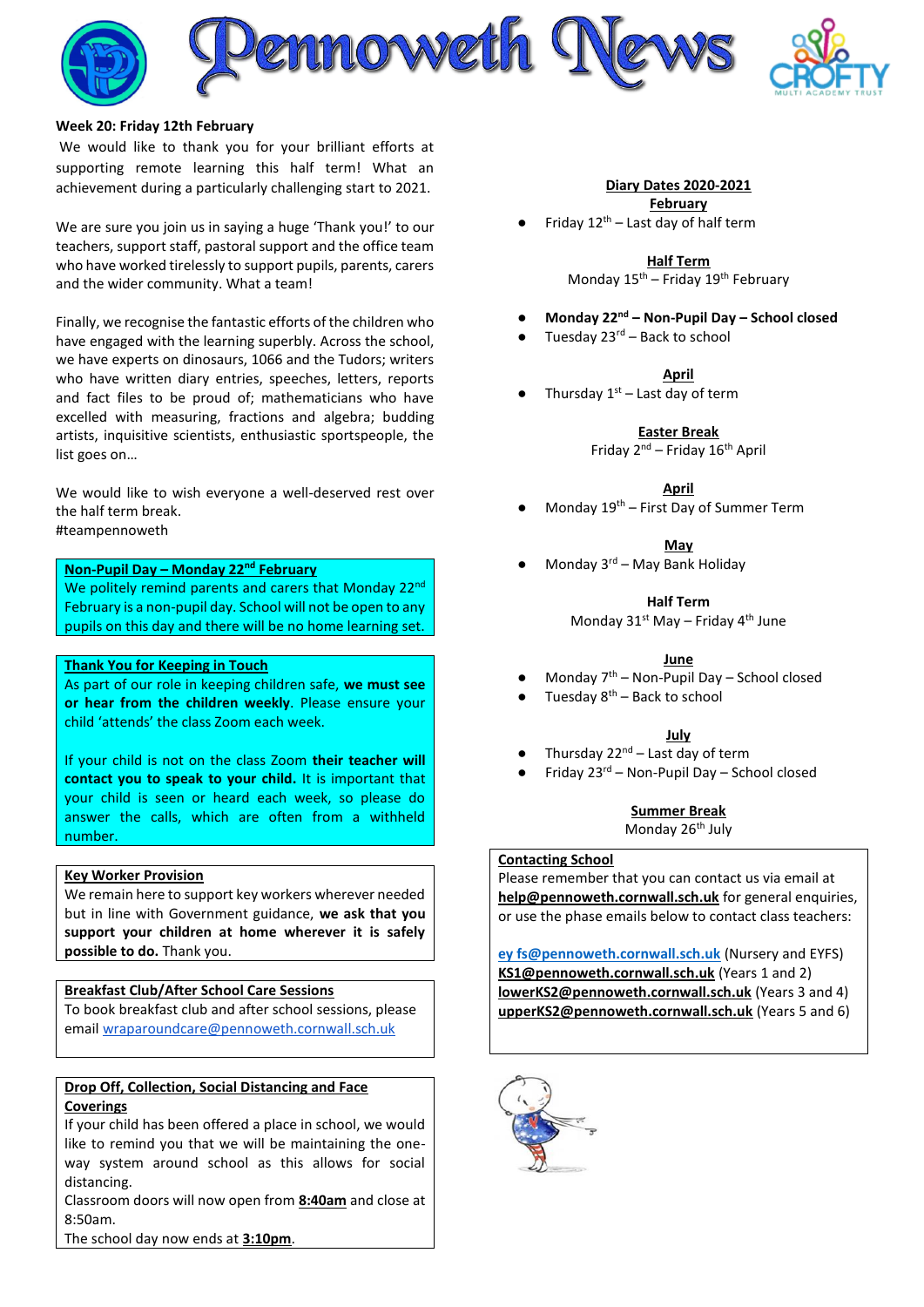# Pennoweth News

**Week 20: Friday 12th February**

We would like to thank you for your brilliant efforts at supporting remote learning this half term! What an achievement during a particularly challenging start to 2021.

We are sure you join us in saying a huge 'Thank you!' to our teachers, support staff, pastoral support and the office team who have worked tirelessly to support pupils, parents, carers and the wider community. What a team!

Finally, we recognise the fantastic efforts of the children who have engaged with the learning superbly. Across the school, we have experts on dinosaurs, 1066 and the Tudors; writers who have written diary entries, speeches, letters, reports and fact files to be proud of; mathematicians who have excelled with measuring, fractions and algebra; budding artists, inquisitive scientists, enthusiastic sportspeople, the list goes on…

We would like to wish everyone a well-deserved rest over the half term break.
#teampennoweth

**Non-Pupil Day – Monday 22nd February**

We politely remind parents and carers that Monday 22nd February is a non-pupil day. School will not be open to any pupils on this day and there will be no home learning set.

**Thank You for Keeping in Touch**

As part of our role in keeping children safe, **we must see or hear from the children weekly**. Please ensure your child 'attends' the class Zoom each week.

If your child is not on the class Zoom **their teacher will contact you to speak to your child.** It is important that your child is seen or heard each week, so please do answer the calls, which are often from a withheld number.

**Key Worker Provision**

We remain here to support key workers wherever needed but in line with Government guidance, **we ask that you support your children at home wherever it is safely possible to do.** Thank you.

**Breakfast Club/After School Care Sessions**

To book breakfast club and after school sessions, please email wraparoundcare@pennoweth.cornwall.sch.uk

**Drop Off, Collection, Social Distancing and Face Coverings**

If your child has been offered a place in school, we would like to remind you that we will be maintaining the one-way system around school as this allows for social distancing.

Classroom doors will now open from **8:40am** and close at 8:50am.

The school day now ends at **3:10pm**.

## Diary Dates 2020-2021

**February**

- Friday 12th – Last day of half term

**Half Term**

Monday 15th – Friday 19th February

- **Monday 22nd – Non-Pupil Day – School closed**
- Tuesday 23rd – Back to school

**April**

- Thursday 1st – Last day of term

**Easter Break**

Friday 2nd – Friday 16th April

**April**

- Monday 19th – First Day of Summer Term

**May**

- Monday 3rd – May Bank Holiday

**Half Term**

Monday 31st May – Friday 4th June

**June**

- Monday 7th – Non-Pupil Day – School closed
- Tuesday 8th – Back to school

**July**

- Thursday 22nd – Last day of term
- Friday 23rd – Non-Pupil Day – School closed

**Summer Break**

Monday 26th July

**Contacting School**

Please remember that you can contact us via email at **help@pennoweth.cornwall.sch.uk** for general enquiries, or use the phase emails below to contact class teachers:

**ey fs@pennoweth.cornwall.sch.uk** (Nursery and EYFS)
**KS1@pennoweth.cornwall.sch.uk** (Years 1 and 2)
**lowerKS2@pennoweth.cornwall.sch.uk** (Years 3 and 4)
**upperKS2@pennoweth.cornwall.sch.uk** (Years 5 and 6)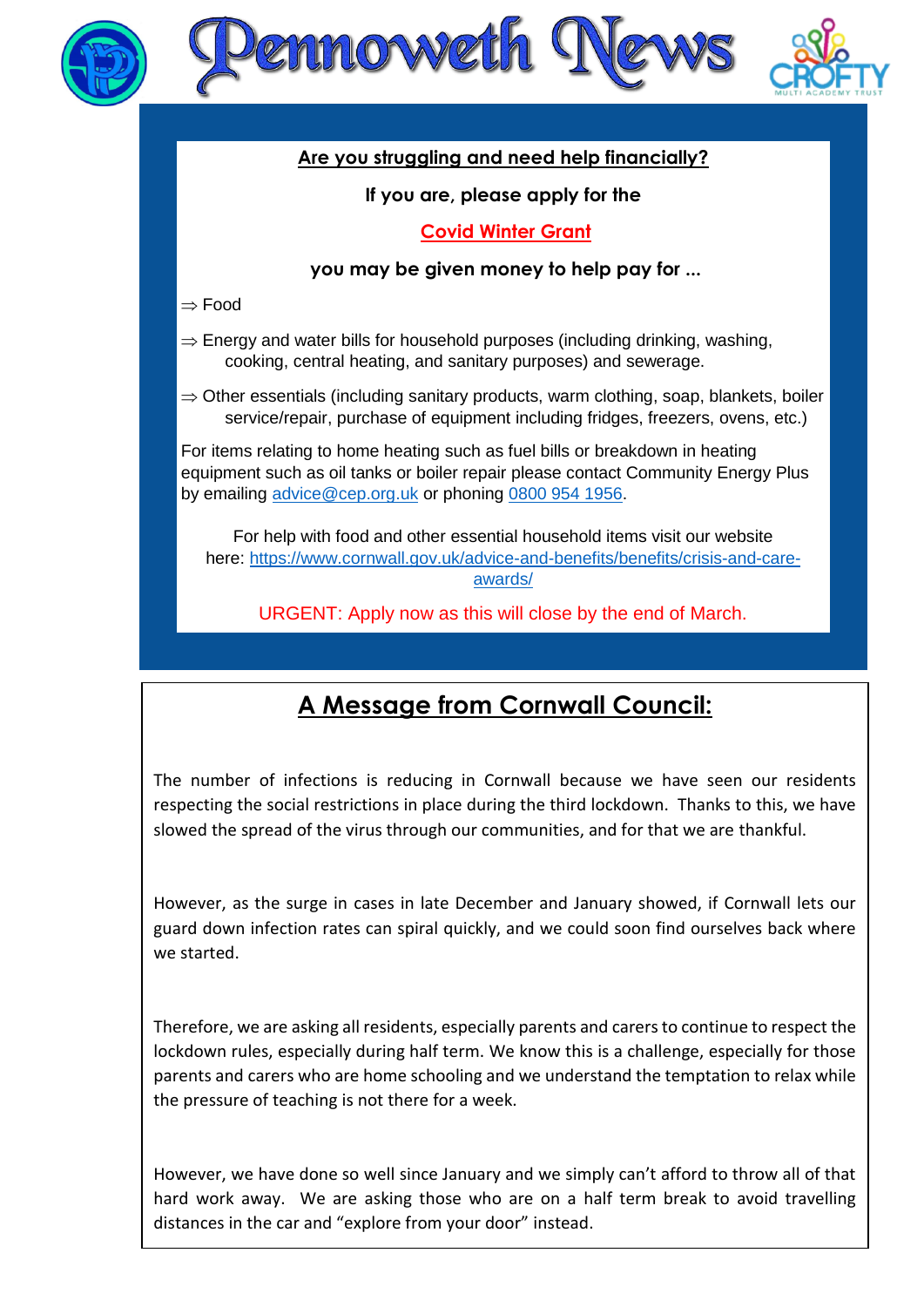**Are you struggling and need help financially?**

**If you are, please apply for the**

**Covid Winter Grant**

**you may be given money to help pay for ...**

- ⇒ Food
- ⇒ Energy and water bills for household purposes (including drinking, washing, cooking, central heating, and sanitary purposes) and sewerage.
- ⇒ Other essentials (including sanitary products, warm clothing, soap, blankets, boiler service/repair, purchase of equipment including fridges, freezers, ovens, etc.)

For items relating to home heating such as fuel bills or breakdown in heating equipment such as oil tanks or boiler repair please contact Community Energy Plus by emailing advice@cep.org.uk or phoning 0800 954 1956.

For help with food and other essential household items visit our website here: https://www.cornwall.gov.uk/advice-and-benefits/benefits/crisis-and-care-awards/

URGENT: Apply now as this will close by the end of March.

## A Message from Cornwall Council:

The number of infections is reducing in Cornwall because we have seen our residents respecting the social restrictions in place during the third lockdown. Thanks to this, we have slowed the spread of the virus through our communities, and for that we are thankful.

However, as the surge in cases in late December and January showed, if Cornwall lets our guard down infection rates can spiral quickly, and we could soon find ourselves back where we started.

Therefore, we are asking all residents, especially parents and carers to continue to respect the lockdown rules, especially during half term. We know this is a challenge, especially for those parents and carers who are home schooling and we understand the temptation to relax while the pressure of teaching is not there for a week.

However, we have done so well since January and we simply can't afford to throw all of that hard work away. We are asking those who are on a half term break to avoid travelling distances in the car and "explore from your door" instead.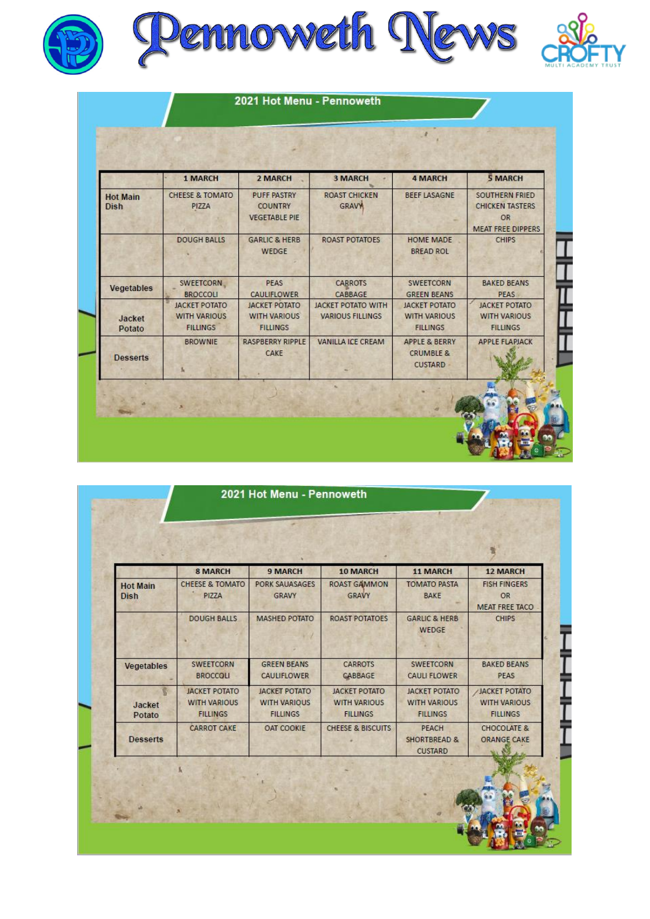# 2021 Hot Menu - Pennoweth

| | 1 MARCH | 2 MARCH | 3 MARCH | 4 MARCH | 5 MARCH |
|---|---|---|---|---|---|
| Hot Main Dish | CHEESE & TOMATO PIZZA | PUFF PASTRY COUNTRY VEGETABLE PIE | ROAST CHICKEN GRAVY | BEEF LASAGNE | SOUTHERN FRIED CHICKEN TASTERS OR MEAT FREE DIPPERS |
| | DOUGH BALLS | GARLIC & HERB WEDGE | ROAST POTATOES | HOME MADE BREAD ROL | CHIPS |
| Vegetables | SWEETCORN BROCCOLI | PEAS CAULIFLOWER | CARROTS CABBAGE | SWEETCORN GREEN BEANS | BAKED BEANS PEAS |
| Jacket Potato | JACKET POTATO WITH VARIOUS FILLINGS | JACKET POTATO WITH VARIOUS FILLINGS | JACKET POTATO WITH VARIOUS FILLINGS | JACKET POTATO WITH VARIOUS FILLINGS | JACKET POTATO WITH VARIOUS FILLINGS |
| Desserts | BROWNIE | RASPBERRY RIPPLE CAKE | VANILLA ICE CREAM | APPLE & BERRY CRUMBLE & CUSTARD | APPLE FLAPJACK |

# 2021 Hot Menu - Pennoweth

| | 8 MARCH | 9 MARCH | 10 MARCH | 11 MARCH | 12 MARCH |
|---|---|---|---|---|---|
| Hot Main Dish | CHEESE & TOMATO PIZZA | PORK SAUSAGES GRAVY | ROAST GAMMON GRAVY | TOMATO PASTA BAKE | FISH FINGERS OR MEAT FREE TACO |
| | DOUGH BALLS | MASHED POTATO | ROAST POTATOES | GARLIC & HERB WEDGE | CHIPS |
| Vegetables | SWEETCORN BROCCOLI | GREEN BEANS CAULIFLOWER | CARROTS CABBAGE | SWEETCORN CAULI FLOWER | BAKED BEANS PEAS |
| Jacket Potato | JACKET POTATO WITH VARIOUS FILLINGS | JACKET POTATO WITH VARIOUS FILLINGS | JACKET POTATO WITH VARIOUS FILLINGS | JACKET POTATO WITH VARIOUS FILLINGS | JACKET POTATO WITH VARIOUS FILLINGS |
| Desserts | CARROT CAKE | OAT COOKIE | CHEESE & BISCUITS | PEACH SHORTBREAD & CUSTARD | CHOCOLATE & ORANGE CAKE |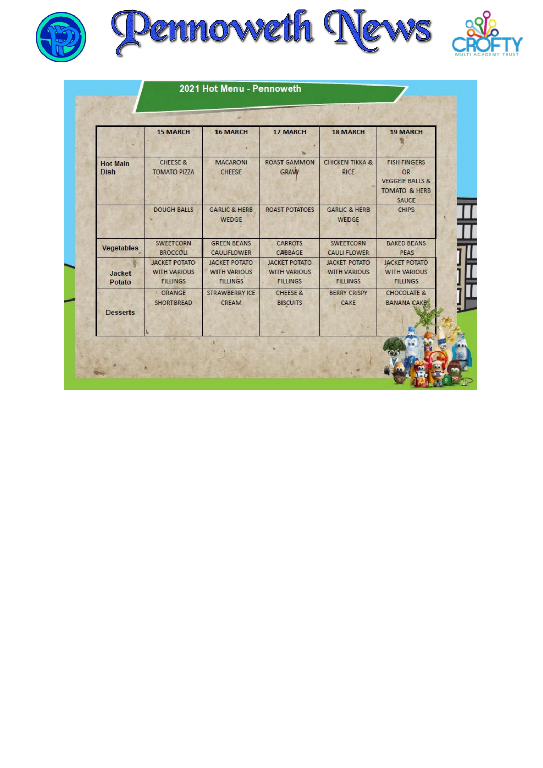# Pennoweth News

## 2021 Hot Menu - Pennoweth

| | 15 MARCH | 16 MARCH | 17 MARCH | 18 MARCH | 19 MARCH |
|---|---|---|---|---|---|
| Hot Main Dish | CHEESE & TOMATO PIZZA | MACARONI CHEESE | ROAST GAMMON GRAVY | CHICKEN TIKKA & RICE | FISH FINGERS OR VEGGEIE BALLS & TOMATO & HERB SAUCE |
| | DOUGH BALLS | GARLIC & HERB WEDGE | ROAST POTATOES | GARLIC & HERB WEDGE | CHIPS |
| Vegetables | SWEETCORN BROCCOLI | GREEN BEANS CAULIFLOWER | CARROTS CABBAGE | SWEETCORN CAULI FLOWER | BAKED BEANS PEAS |
| Jacket Potato | JACKET POTATO WITH VARIOUS FILLINGS | JACKET POTATO WITH VARIOUS FILLINGS | JACKET POTATO WITH VARIOUS FILLINGS | JACKET POTATO WITH VARIOUS FILLINGS | JACKET POTATO WITH VARIOUS FILLINGS |
| Desserts | ORANGE SHORTBREAD | STRAWBERRY ICE CREAM | CHEESE & BISCUITS | BERRY CRISPY CAKE | CHOCOLATE & BANANA CAKE |